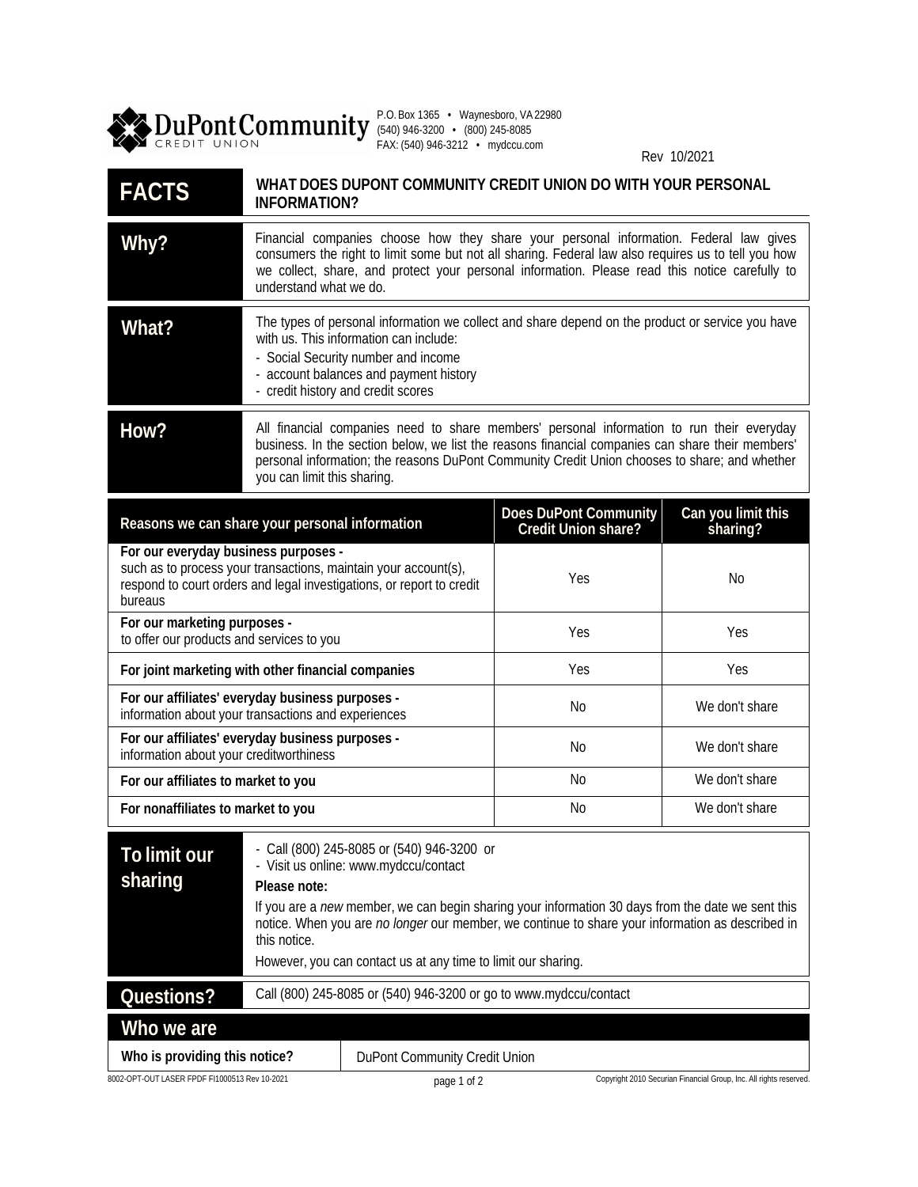**DuPont Community Credit Union**

P.O. Box 1365 • Waynesboro, VA 22980
(540) 946-3200 • (800) 245-8085
FAX: (540) 946-3212 • mydccu.com

Rev 10/2021

| **FACTS** | **WHAT DOES DUPONT COMMUNITY CREDIT UNION DO WITH YOUR PERSONAL INFORMATION?** |
|---|---|
| **Why?** | Financial companies choose how they share your personal information. Federal law gives consumers the right to limit some but not all sharing. Federal law also requires us to tell you how we collect, share, and protect your personal information. Please read this notice carefully to understand what we do. |
| **What?** | The types of personal information we collect and share depend on the product or service you have with us. This information can include:<br>- Social Security number and income<br>- account balances and payment history<br>- credit history and credit scores |
| **How?** | All financial companies need to share members' personal information to run their everyday business. In the section below, we list the reasons financial companies can share their members' personal information; the reasons DuPont Community Credit Union chooses to share; and whether you can limit this sharing. |

| Reasons we can share your personal information | Does DuPont Community Credit Union share? | Can you limit this sharing? |
|---|---|---|
| **For our everyday business purposes -** such as to process your transactions, maintain your account(s), respond to court orders and legal investigations, or report to credit bureaus | Yes | No |
| **For our marketing purposes -** to offer our products and services to you | Yes | Yes |
| **For joint marketing with other financial companies** | Yes | Yes |
| **For our affiliates' everyday business purposes -** information about your transactions and experiences | No | We don't share |
| **For our affiliates' everyday business purposes -** information about your creditworthiness | No | We don't share |
| **For our affiliates to market to you** | No | We don't share |
| **For nonaffiliates to market to you** | No | We don't share |

| **To limit our sharing** | - Call (800) 245-8085 or (540) 946-3200 or<br>- Visit us online: www.mydccu/contact<br>**Please note:**<br>If you are a *new* member, we can begin sharing your information 30 days from the date we sent this notice. When you are *no longer* our member, we continue to share your information as described in this notice.<br>However, you can contact us at any time to limit our sharing. |
|---|---|
| **Questions?** | Call (800) 245-8085 or (540) 946-3200 or go to www.mydccu/contact |

## Who we are

| **Who is providing this notice?** | DuPont Community Credit Union |
|---|---|

8002-OPT-OUT LASER FPDF FI1000513 Rev 10-2021

Copyright 2010 Securian Financial Group, Inc. All rights reserved.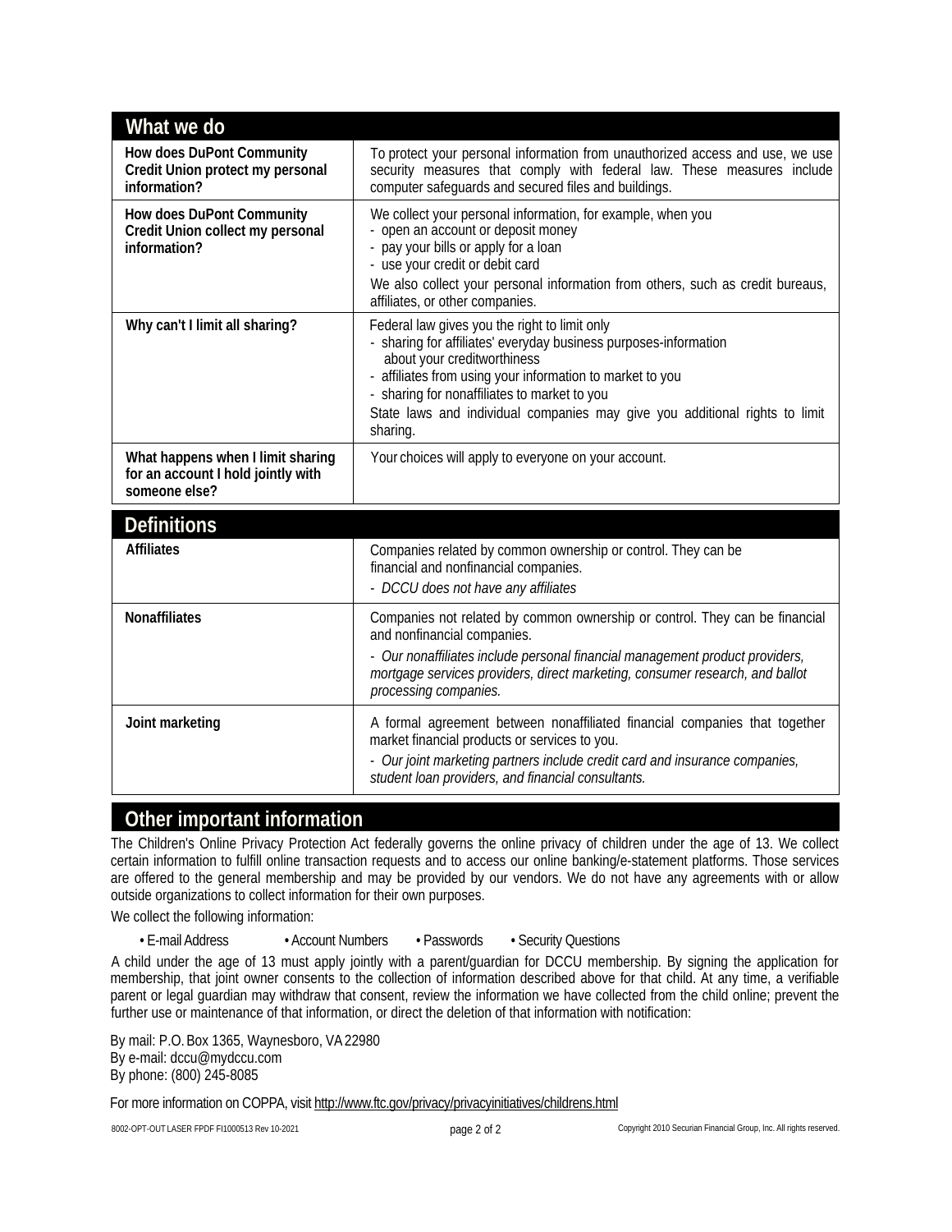## What we do

| | |
|---|---|
| **How does DuPont Community Credit Union protect my personal information?** | To protect your personal information from unauthorized access and use, we use security measures that comply with federal law. These measures include computer safeguards and secured files and buildings. |
| **How does DuPont Community Credit Union collect my personal information?** | We collect your personal information, for example, when you<br>- open an account or deposit money<br>- pay your bills or apply for a loan<br>- use your credit or debit card<br>We also collect your personal information from others, such as credit bureaus, affiliates, or other companies. |
| **Why can't I limit all sharing?** | Federal law gives you the right to limit only<br>- sharing for affiliates' everyday business purposes-information about your creditworthiness<br>- affiliates from using your information to market to you<br>- sharing for nonaffiliates to market to you<br>State laws and individual companies may give you additional rights to limit sharing. |
| **What happens when I limit sharing for an account I hold jointly with someone else?** | Your choices will apply to everyone on your account. |

## Definitions

| | |
|---|---|
| **Affiliates** | Companies related by common ownership or control. They can be financial and nonfinancial companies.<br>- *DCCU does not have any affiliates* |
| **Nonaffiliates** | Companies not related by common ownership or control. They can be financial and nonfinancial companies.<br>- *Our nonaffiliates include personal financial management product providers, mortgage services providers, direct marketing, consumer research, and ballot processing companies.* |
| **Joint marketing** | A formal agreement between nonaffiliated financial companies that together market financial products or services to you.<br>- *Our joint marketing partners include credit card and insurance companies, student loan providers, and financial consultants.* |

## Other important information

The Children's Online Privacy Protection Act federally governs the online privacy of children under the age of 13. We collect certain information to fulfill online transaction requests and to access our online banking/e-statement platforms. Those services are offered to the general membership and may be provided by our vendors. We do not have any agreements with or allow outside organizations to collect information for their own purposes.

We collect the following information:

- E-mail Address
- Account Numbers
- Passwords
- Security Questions

A child under the age of 13 must apply jointly with a parent/guardian for DCCU membership. By signing the application for membership, that joint owner consents to the collection of information described above for that child. At any time, a verifiable parent or legal guardian may withdraw that consent, review the information we have collected from the child online; prevent the further use or maintenance of that information, or direct the deletion of that information with notification:

By mail: P.O. Box 1365, Waynesboro, VA 22980
By e-mail: dccu@mydccu.com
By phone: (800) 245-8085

For more information on COPPA, visit http://www.ftc.gov/privacy/privacyinitiatives/childrens.html

8002-OPT-OUT LASER FPDF FI1000513 Rev 10-2021

Copyright 2010 Securian Financial Group, Inc. All rights reserved.